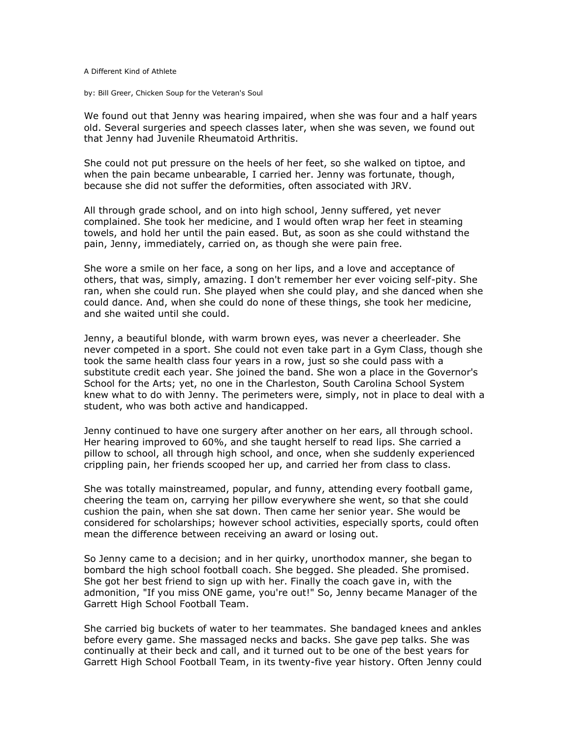A Different Kind of Athlete

by: Bill Greer, Chicken Soup for the Veteran's Soul

We found out that Jenny was hearing impaired, when she was four and a half years old. Several surgeries and speech classes later, when she was seven, we found out that Jenny had Juvenile Rheumatoid Arthritis.

She could not put pressure on the heels of her feet, so she walked on tiptoe, and when the pain became unbearable, I carried her. Jenny was fortunate, though, because she did not suffer the deformities, often associated with JRV.

All through grade school, and on into high school, Jenny suffered, yet never complained. She took her medicine, and I would often wrap her feet in steaming towels, and hold her until the pain eased. But, as soon as she could withstand the pain, Jenny, immediately, carried on, as though she were pain free.

She wore a smile on her face, a song on her lips, and a love and acceptance of others, that was, simply, amazing. I don't remember her ever voicing self-pity. She ran, when she could run. She played when she could play, and she danced when she could dance. And, when she could do none of these things, she took her medicine, and she waited until she could.

Jenny, a beautiful blonde, with warm brown eyes, was never a cheerleader. She never competed in a sport. She could not even take part in a Gym Class, though she took the same health class four years in a row, just so she could pass with a substitute credit each year. She joined the band. She won a place in the Governor's School for the Arts; yet, no one in the Charleston, South Carolina School System knew what to do with Jenny. The perimeters were, simply, not in place to deal with a student, who was both active and handicapped.

Jenny continued to have one surgery after another on her ears, all through school. Her hearing improved to 60%, and she taught herself to read lips. She carried a pillow to school, all through high school, and once, when she suddenly experienced crippling pain, her friends scooped her up, and carried her from class to class.

She was totally mainstreamed, popular, and funny, attending every football game, cheering the team on, carrying her pillow everywhere she went, so that she could cushion the pain, when she sat down. Then came her senior year. She would be considered for scholarships; however school activities, especially sports, could often mean the difference between receiving an award or losing out.

So Jenny came to a decision; and in her quirky, unorthodox manner, she began to bombard the high school football coach. She begged. She pleaded. She promised. She got her best friend to sign up with her. Finally the coach gave in, with the admonition, "If you miss ONE game, you're out!" So, Jenny became Manager of the Garrett High School Football Team.

She carried big buckets of water to her teammates. She bandaged knees and ankles before every game. She massaged necks and backs. She gave pep talks. She was continually at their beck and call, and it turned out to be one of the best years for Garrett High School Football Team, in its twenty-five year history. Often Jenny could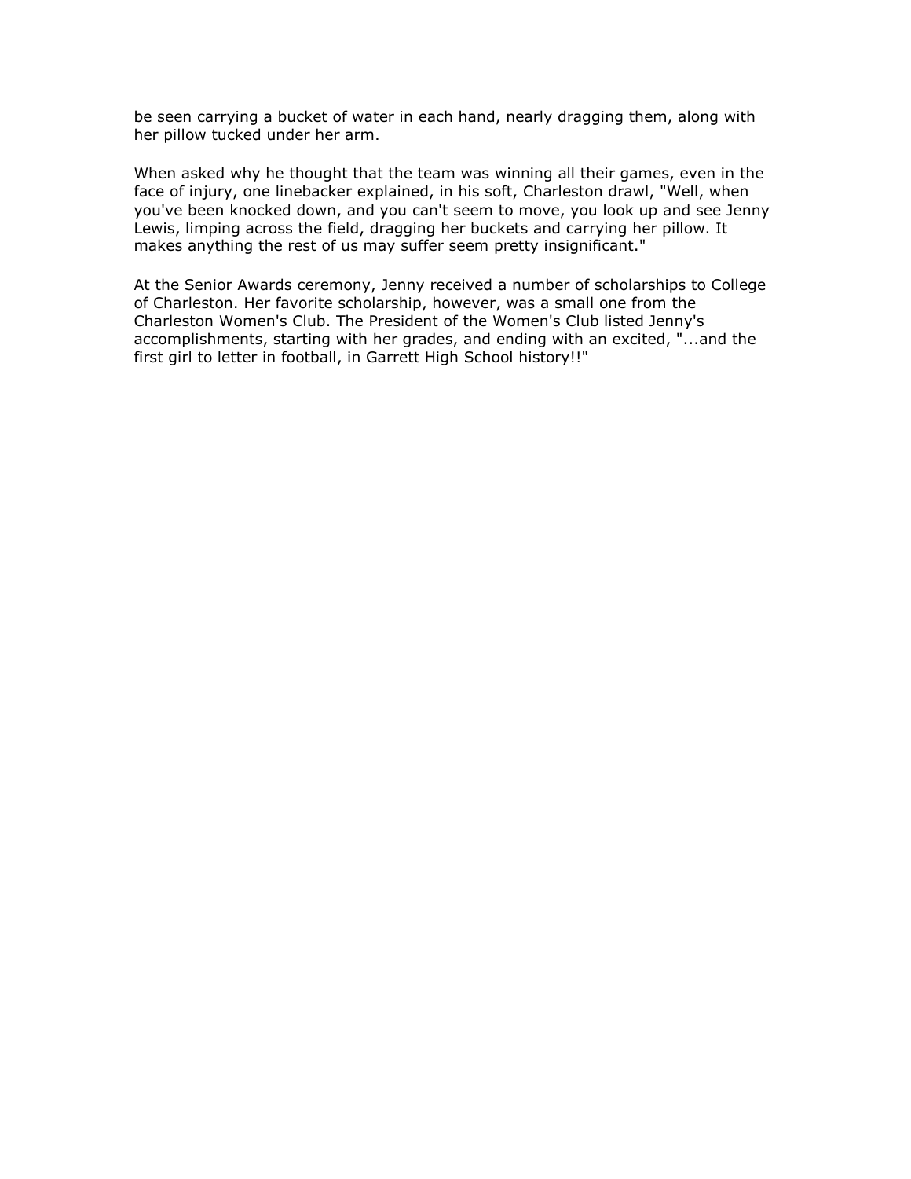be seen carrying a bucket of water in each hand, nearly dragging them, along with her pillow tucked under her arm.

When asked why he thought that the team was winning all their games, even in the face of injury, one linebacker explained, in his soft, Charleston drawl, "Well, when you've been knocked down, and you can't seem to move, you look up and see Jenny Lewis, limping across the field, dragging her buckets and carrying her pillow. It makes anything the rest of us may suffer seem pretty insignificant."

At the Senior Awards ceremony, Jenny received a number of scholarships to College of Charleston. Her favorite scholarship, however, was a small one from the Charleston Women's Club. The President of the Women's Club listed Jenny's accomplishments, starting with her grades, and ending with an excited, "...and the first girl to letter in football, in Garrett High School history!!"